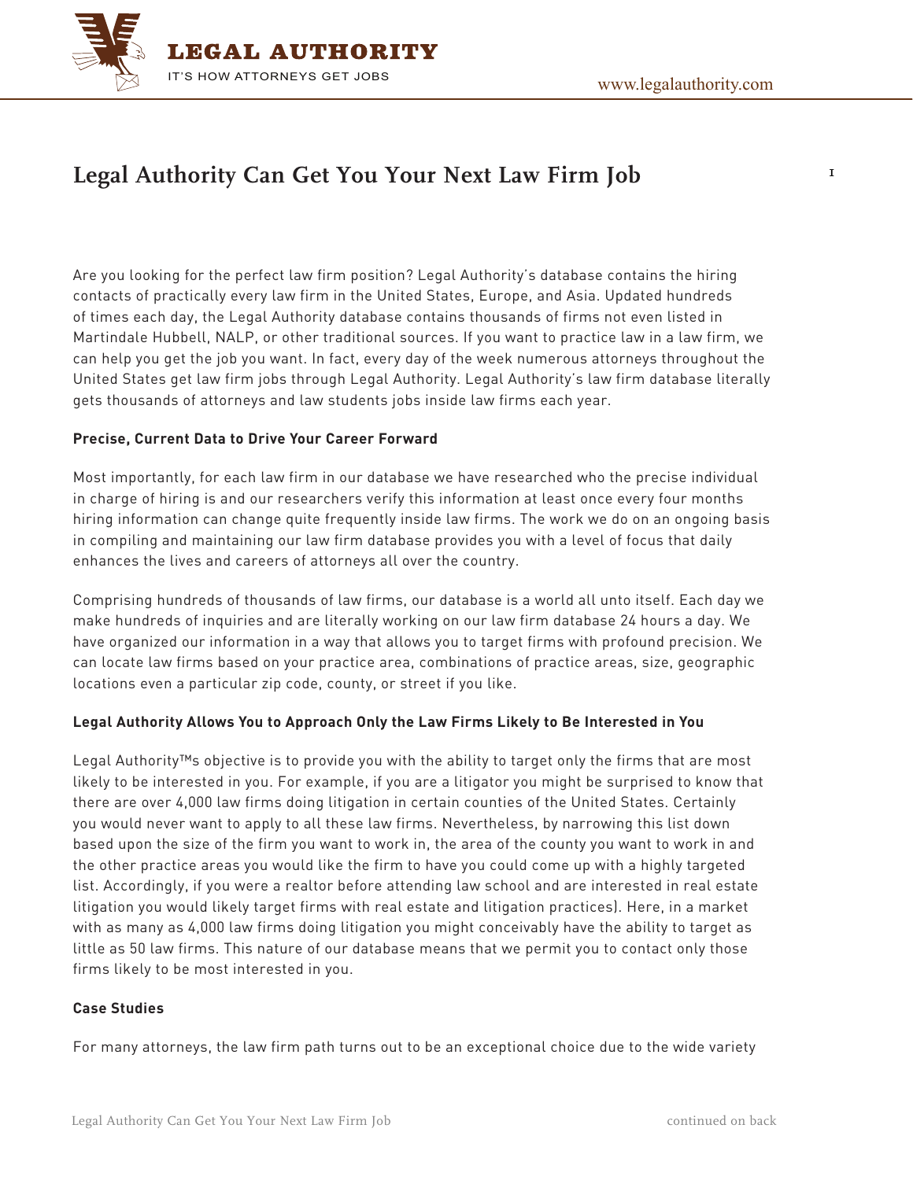# Legal Authority Can Get You Your Next Law Firm Job

Are you looking for the perfect law firm position? Legal Authority's database contains the hiring contacts of practically every law firm in the United States, Europe, and Asia. Updated hundreds of times each day, the Legal Authority database contains thousands of firms not even listed in Martindale Hubbell, NALP, or other traditional sources. If you want to practice law in a law firm, we can help you get the job you want. In fact, every day of the week numerous attorneys throughout the United States get law firm jobs through Legal Authority. Legal Authority's law firm database literally gets thousands of attorneys and law students jobs inside law firms each year.

**Precise, Current Data to Drive Your Career Forward**

Most importantly, for each law firm in our database we have researched who the precise individual in charge of hiring is and our researchers verify this information at least once every four months hiring information can change quite frequently inside law firms. The work we do on an ongoing basis in compiling and maintaining our law firm database provides you with a level of focus that daily enhances the lives and careers of attorneys all over the country.

Comprising hundreds of thousands of law firms, our database is a world all unto itself. Each day we make hundreds of inquiries and are literally working on our law firm database 24 hours a day. We have organized our information in a way that allows you to target firms with profound precision. We can locate law firms based on your practice area, combinations of practice areas, size, geographic locations even a particular zip code, county, or street if you like.

**Legal Authority Allows You to Approach Only the Law Firms Likely to Be Interested in You**

Legal Authority™s objective is to provide you with the ability to target only the firms that are most likely to be interested in you. For example, if you are a litigator you might be surprised to know that there are over 4,000 law firms doing litigation in certain counties of the United States. Certainly you would never want to apply to all these law firms. Nevertheless, by narrowing this list down based upon the size of the firm you want to work in, the area of the county you want to work in and the other practice areas you would like the firm to have you could come up with a highly targeted list. Accordingly, if you were a realtor before attending law school and are interested in real estate litigation you would likely target firms with real estate and litigation practices). Here, in a market with as many as 4,000 law firms doing litigation you might conceivably have the ability to target as little as 50 law firms. This nature of our database means that we permit you to contact only those firms likely to be most interested in you.

**Case Studies**

For many attorneys, the law firm path turns out to be an exceptional choice due to the wide variety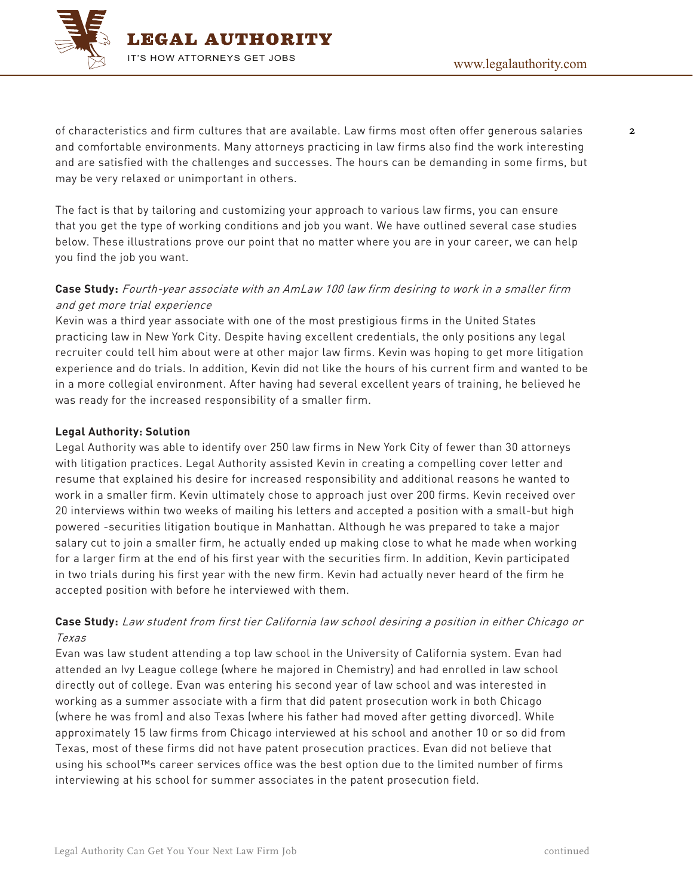of characteristics and firm cultures that are available. Law firms most often offer generous salaries and comfortable environments. Many attorneys practicing in law firms also find the work interesting and are satisfied with the challenges and successes. The hours can be demanding in some firms, but may be very relaxed or unimportant in others.

The fact is that by tailoring and customizing your approach to various law firms, you can ensure that you get the type of working conditions and job you want. We have outlined several case studies below. These illustrations prove our point that no matter where you are in your career, we can help you find the job you want.

**Case Study:** *Fourth-year associate with an AmLaw 100 law firm desiring to work in a smaller firm and get more trial experience*

Kevin was a third year associate with one of the most prestigious firms in the United States practicing law in New York City. Despite having excellent credentials, the only positions any legal recruiter could tell him about were at other major law firms. Kevin was hoping to get more litigation experience and do trials. In addition, Kevin did not like the hours of his current firm and wanted to be in a more collegial environment. After having had several excellent years of training, he believed he was ready for the increased responsibility of a smaller firm.

**Legal Authority: Solution**

Legal Authority was able to identify over 250 law firms in New York City of fewer than 30 attorneys with litigation practices. Legal Authority assisted Kevin in creating a compelling cover letter and resume that explained his desire for increased responsibility and additional reasons he wanted to work in a smaller firm. Kevin ultimately chose to approach just over 200 firms. Kevin received over 20 interviews within two weeks of mailing his letters and accepted a position with a small-but high powered -securities litigation boutique in Manhattan. Although he was prepared to take a major salary cut to join a smaller firm, he actually ended up making close to what he made when working for a larger firm at the end of his first year with the securities firm. In addition, Kevin participated in two trials during his first year with the new firm. Kevin had actually never heard of the firm he accepted position with before he interviewed with them.

**Case Study:** *Law student from first tier California law school desiring a position in either Chicago or Texas*

Evan was law student attending a top law school in the University of California system. Evan had attended an Ivy League college (where he majored in Chemistry) and had enrolled in law school directly out of college. Evan was entering his second year of law school and was interested in working as a summer associate with a firm that did patent prosecution work in both Chicago (where he was from) and also Texas (where his father had moved after getting divorced). While approximately 15 law firms from Chicago interviewed at his school and another 10 or so did from Texas, most of these firms did not have patent prosecution practices. Evan did not believe that using his school™s career services office was the best option due to the limited number of firms interviewing at his school for summer associates in the patent prosecution field.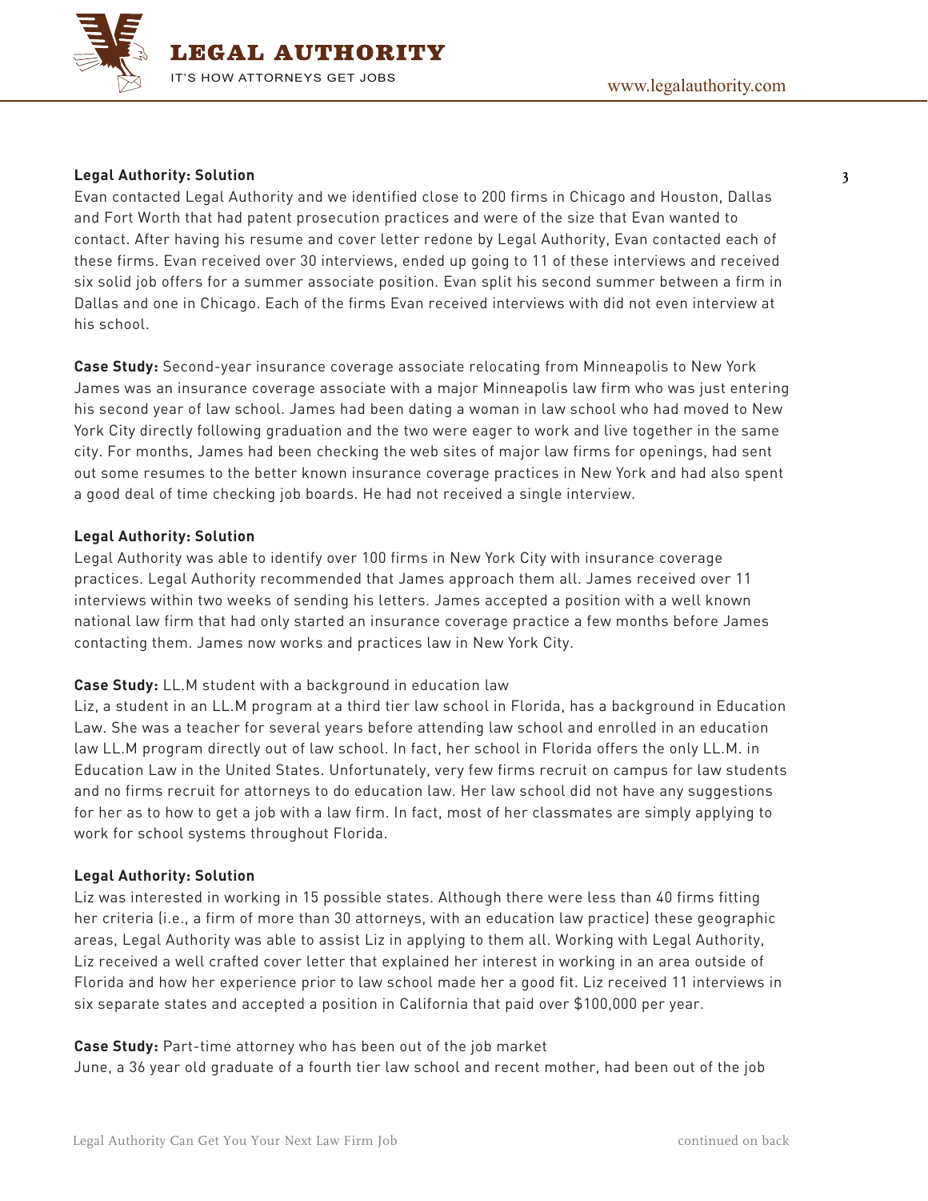**Legal Authority: Solution**

Evan contacted Legal Authority and we identified close to 200 firms in Chicago and Houston, Dallas and Fort Worth that had patent prosecution practices and were of the size that Evan wanted to contact. After having his resume and cover letter redone by Legal Authority, Evan contacted each of these firms. Evan received over 30 interviews, ended up going to 11 of these interviews and received six solid job offers for a summer associate position. Evan split his second summer between a firm in Dallas and one in Chicago. Each of the firms Evan received interviews with did not even interview at his school.

**Case Study:** Second-year insurance coverage associate relocating from Minneapolis to New York

James was an insurance coverage associate with a major Minneapolis law firm who was just entering his second year of law school. James had been dating a woman in law school who had moved to New York City directly following graduation and the two were eager to work and live together in the same city. For months, James had been checking the web sites of major law firms for openings, had sent out some resumes to the better known insurance coverage practices in New York and had also spent a good deal of time checking job boards. He had not received a single interview.

**Legal Authority: Solution**

Legal Authority was able to identify over 100 firms in New York City with insurance coverage practices. Legal Authority recommended that James approach them all. James received over 11 interviews within two weeks of sending his letters. James accepted a position with a well known national law firm that had only started an insurance coverage practice a few months before James contacting them. James now works and practices law in New York City.

**Case Study:** LL.M student with a background in education law

Liz, a student in an LL.M program at a third tier law school in Florida, has a background in Education Law. She was a teacher for several years before attending law school and enrolled in an education law LL.M program directly out of law school. In fact, her school in Florida offers the only LL.M. in Education Law in the United States. Unfortunately, very few firms recruit on campus for law students and no firms recruit for attorneys to do education law. Her law school did not have any suggestions for her as to how to get a job with a law firm. In fact, most of her classmates are simply applying to work for school systems throughout Florida.

**Legal Authority: Solution**

Liz was interested in working in 15 possible states. Although there were less than 40 firms fitting her criteria (i.e., a firm of more than 30 attorneys, with an education law practice) these geographic areas, Legal Authority was able to assist Liz in applying to them all. Working with Legal Authority, Liz received a well crafted cover letter that explained her interest in working in an area outside of Florida and how her experience prior to law school made her a good fit. Liz received 11 interviews in six separate states and accepted a position in California that paid over $100,000 per year.

**Case Study:** Part-time attorney who has been out of the job market

June, a 36 year old graduate of a fourth tier law school and recent mother, had been out of the job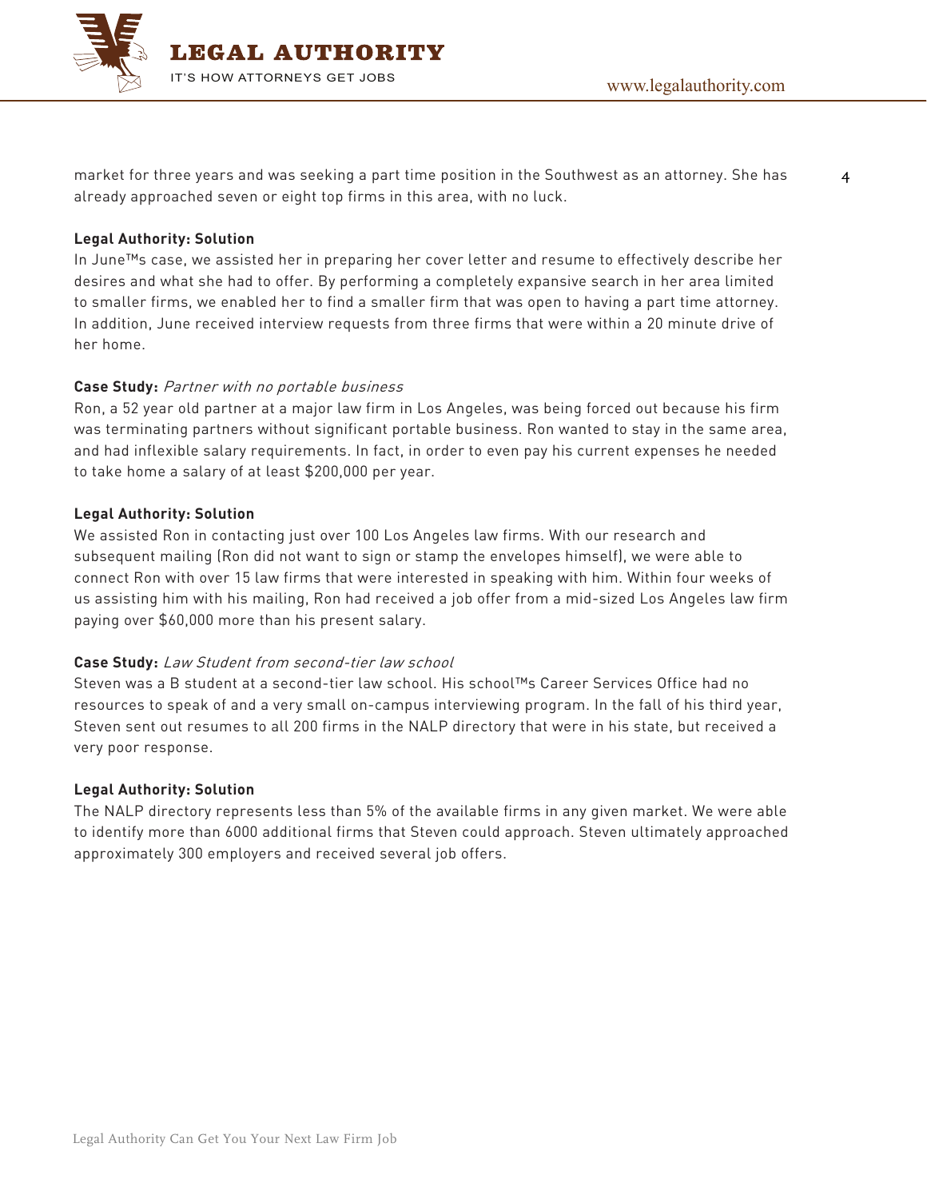market for three years and was seeking a part time position in the Southwest as an attorney. She has already approached seven or eight top firms in this area, with no luck.

**Legal Authority: Solution**

In June™s case, we assisted her in preparing her cover letter and resume to effectively describe her desires and what she had to offer. By performing a completely expansive search in her area limited to smaller firms, we enabled her to find a smaller firm that was open to having a part time attorney. In addition, June received interview requests from three firms that were within a 20 minute drive of her home.

**Case Study:** *Partner with no portable business*

Ron, a 52 year old partner at a major law firm in Los Angeles, was being forced out because his firm was terminating partners without significant portable business. Ron wanted to stay in the same area, and had inflexible salary requirements. In fact, in order to even pay his current expenses he needed to take home a salary of at least $200,000 per year.

**Legal Authority: Solution**

We assisted Ron in contacting just over 100 Los Angeles law firms. With our research and subsequent mailing (Ron did not want to sign or stamp the envelopes himself), we were able to connect Ron with over 15 law firms that were interested in speaking with him. Within four weeks of us assisting him with his mailing, Ron had received a job offer from a mid-sized Los Angeles law firm paying over $60,000 more than his present salary.

**Case Study:** *Law Student from second-tier law school*

Steven was a B student at a second-tier law school. His school™s Career Services Office had no resources to speak of and a very small on-campus interviewing program. In the fall of his third year, Steven sent out resumes to all 200 firms in the NALP directory that were in his state, but received a very poor response.

**Legal Authority: Solution**

The NALP directory represents less than 5% of the available firms in any given market. We were able to identify more than 6000 additional firms that Steven could approach. Steven ultimately approached approximately 300 employers and received several job offers.